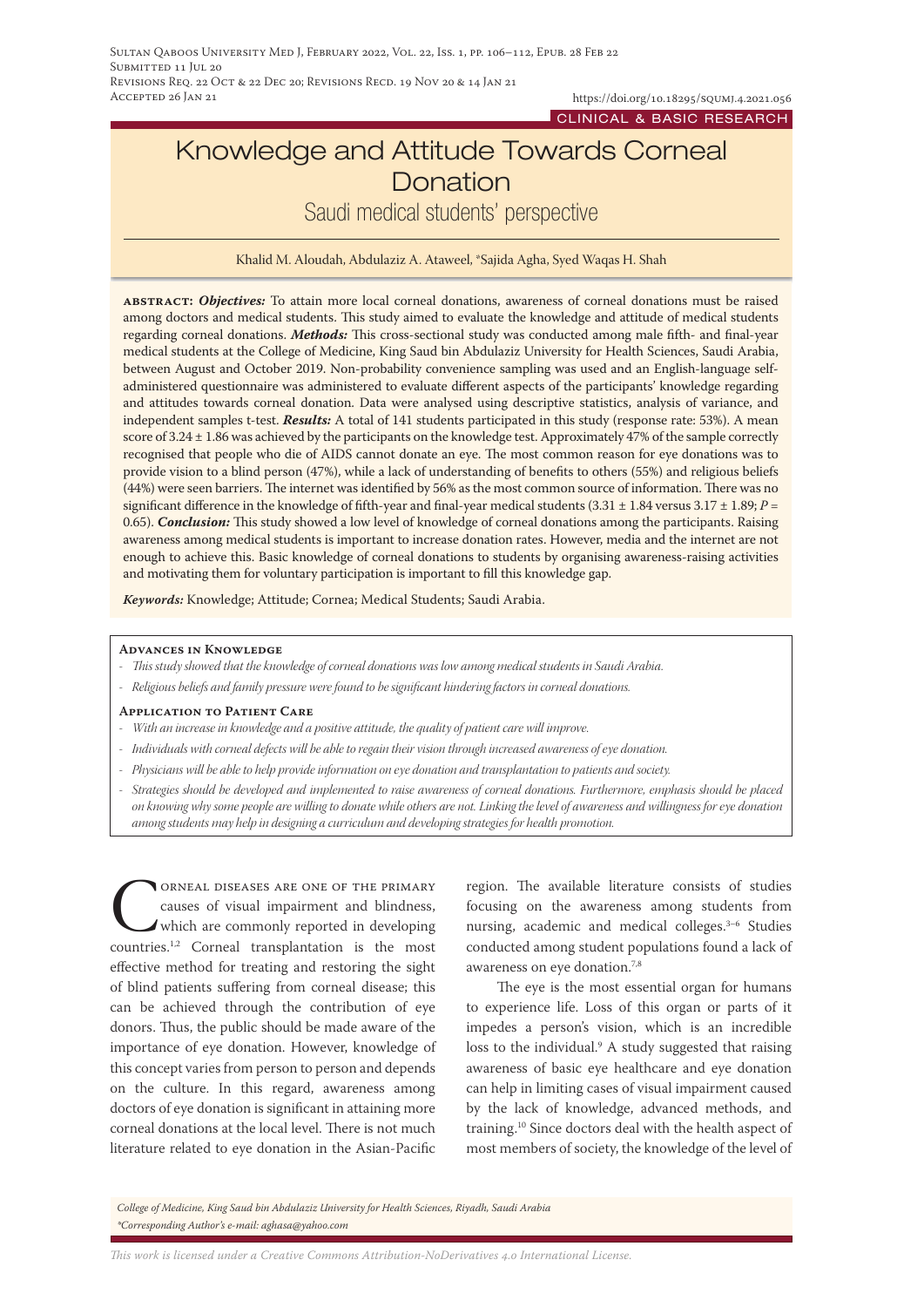Submitted 11 Jul 20
Revisions Req. 22 Oct & 22 Dec 20; Revisions Recd. 19 Nov 20 & 14 Jan 21
Accepted 26 Jan 21

https://doi.org/10.18295/squmj.4.2021.056

CLINICAL & BASIC RESEARCH

# Knowledge and Attitude Towards Corneal Donation

## Saudi medical students' perspective

Khalid M. Aloudah, Abdulaziz A. Ataweel, *Sajida Agha, Syed Waqas H. Shah

**abstract:** ***Objectives:*** To attain more local corneal donations, awareness of corneal donations must be raised among doctors and medical students. This study aimed to evaluate the knowledge and attitude of medical students regarding corneal donations. ***Methods:*** This cross-sectional study was conducted among male fifth- and final-year medical students at the College of Medicine, King Saud bin Abdulaziz University for Health Sciences, Saudi Arabia, between August and October 2019. Non-probability convenience sampling was used and an English-language self-administered questionnaire was administered to evaluate different aspects of the participants' knowledge regarding and attitudes towards corneal donation. Data were analysed using descriptive statistics, analysis of variance, and independent samples t-test. ***Results:*** A total of 141 students participated in this study (response rate: 53%). A mean score of 3.24 ± 1.86 was achieved by the participants on the knowledge test. Approximately 47% of the sample correctly recognised that people who die of AIDS cannot donate an eye. The most common reason for eye donations was to provide vision to a blind person (47%), while a lack of understanding of benefits to others (55%) and religious beliefs (44%) were seen barriers. The internet was identified by 56% as the most common source of information. There was no significant difference in the knowledge of fifth-year and final-year medical students (3.31 ± 1.84 versus 3.17 ± 1.89; $P$ = 0.65). ***Conclusion:*** This study showed a low level of knowledge of corneal donations among the participants. Raising awareness among medical students is important to increase donation rates. However, media and the internet are not enough to achieve this. Basic knowledge of corneal donations to students by organising awareness-raising activities and motivating them for voluntary participation is important to fill this knowledge gap.

***Keywords:*** Knowledge; Attitude; Cornea; Medical Students; Saudi Arabia.

### Advances in Knowledge

- *This study showed that the knowledge of corneal donations was low among medical students in Saudi Arabia.*
- *Religious beliefs and family pressure were found to be significant hindering factors in corneal donations.*

### Application to Patient Care

- *With an increase in knowledge and a positive attitude, the quality of patient care will improve.*
- *Individuals with corneal defects will be able to regain their vision through increased awareness of eye donation.*
- *Physicians will be able to help provide information on eye donation and transplantation to patients and society.*
- *Strategies should be developed and implemented to raise awareness of corneal donations. Furthermore, emphasis should be placed on knowing why some people are willing to donate while others are not. Linking the level of awareness and willingness for eye donation among students may help in designing a curriculum and developing strategies for health promotion.*

Corneal diseases are one of the primary causes of visual impairment and blindness, which are commonly reported in developing countries.[1,2] Corneal transplantation is the most effective method for treating and restoring the sight of blind patients suffering from corneal disease; this can be achieved through the contribution of eye donors. Thus, the public should be made aware of the importance of eye donation. However, knowledge of this concept varies from person to person and depends on the culture. In this regard, awareness among doctors of eye donation is significant in attaining more corneal donations at the local level. There is not much literature related to eye donation in the Asian-Pacific region. The available literature consists of studies focusing on the awareness among students from nursing, academic and medical colleges.[3–6] Studies conducted among student populations found a lack of awareness on eye donation.[7,8]

The eye is the most essential organ for humans to experience life. Loss of this organ or parts of it impedes a person's vision, which is an incredible loss to the individual.[9] A study suggested that raising awareness of basic eye healthcare and eye donation can help in limiting cases of visual impairment caused by the lack of knowledge, advanced methods, and training.[10] Since doctors deal with the health aspect of most members of society, the knowledge of the level of

*College of Medicine, King Saud bin Abdulaziz University for Health Sciences, Riyadh, Saudi Arabia*
*\*Corresponding Author's e-mail: aghasa@yahoo.com*

*This work is licensed under a Creative Commons Attribution-NoDerivatives 4.0 International License.*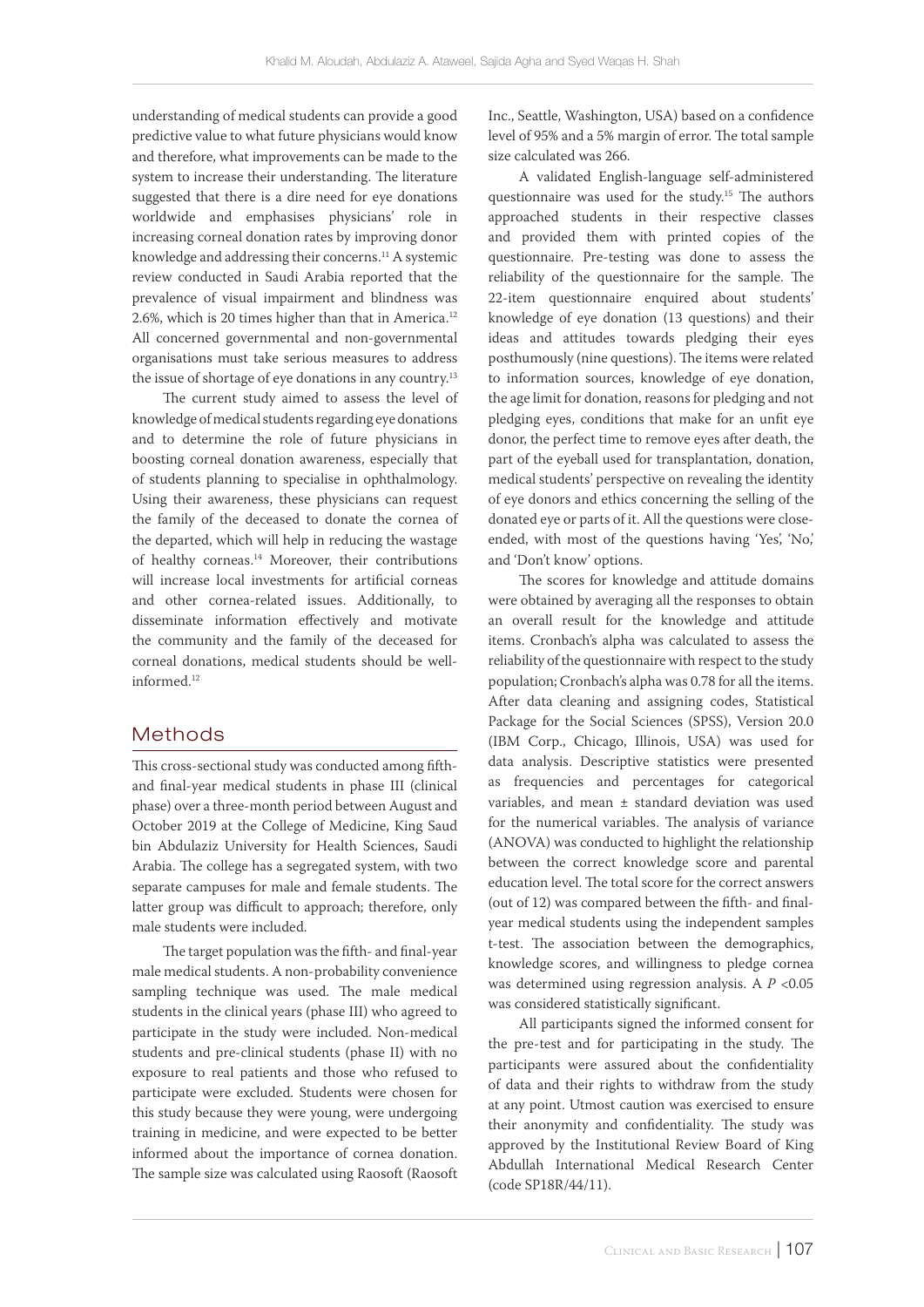understanding of medical students can provide a good predictive value to what future physicians would know and therefore, what improvements can be made to the system to increase their understanding. The literature suggested that there is a dire need for eye donations worldwide and emphasises physicians' role in increasing corneal donation rates by improving donor knowledge and addressing their concerns.[11] A systemic review conducted in Saudi Arabia reported that the prevalence of visual impairment and blindness was 2.6%, which is 20 times higher than that in America.[12] All concerned governmental and non-governmental organisations must take serious measures to address the issue of shortage of eye donations in any country.[13]

The current study aimed to assess the level of knowledge of medical students regarding eye donations and to determine the role of future physicians in boosting corneal donation awareness, especially that of students planning to specialise in ophthalmology. Using their awareness, these physicians can request the family of the deceased to donate the cornea of the departed, which will help in reducing the wastage of healthy corneas.[14] Moreover, their contributions will increase local investments for artificial corneas and other cornea-related issues. Additionally, to disseminate information effectively and motivate the community and the family of the deceased for corneal donations, medical students should be well-informed.[12]

## Methods

This cross-sectional study was conducted among fifth- and final-year medical students in phase III (clinical phase) over a three-month period between August and October 2019 at the College of Medicine, King Saud bin Abdulaziz University for Health Sciences, Saudi Arabia. The college has a segregated system, with two separate campuses for male and female students. The latter group was difficult to approach; therefore, only male students were included.

The target population was the fifth- and final-year male medical students. A non-probability convenience sampling technique was used. The male medical students in the clinical years (phase III) who agreed to participate in the study were included. Non-medical students and pre-clinical students (phase II) with no exposure to real patients and those who refused to participate were excluded. Students were chosen for this study because they were young, were undergoing training in medicine, and were expected to be better informed about the importance of cornea donation. The sample size was calculated using Raosoft (Raosoft Inc., Seattle, Washington, USA) based on a confidence level of 95% and a 5% margin of error. The total sample size calculated was 266.

A validated English-language self-administered questionnaire was used for the study.[15] The authors approached students in their respective classes and provided them with printed copies of the questionnaire. Pre-testing was done to assess the reliability of the questionnaire for the sample. The 22-item questionnaire enquired about students' knowledge of eye donation (13 questions) and their ideas and attitudes towards pledging their eyes posthumously (nine questions). The items were related to information sources, knowledge of eye donation, the age limit for donation, reasons for pledging and not pledging eyes, conditions that make for an unfit eye donor, the perfect time to remove eyes after death, the part of the eyeball used for transplantation, donation, medical students' perspective on revealing the identity of eye donors and ethics concerning the selling of the donated eye or parts of it. All the questions were close-ended, with most of the questions having 'Yes', 'No,' and 'Don't know' options.

The scores for knowledge and attitude domains were obtained by averaging all the responses to obtain an overall result for the knowledge and attitude items. Cronbach's alpha was calculated to assess the reliability of the questionnaire with respect to the study population; Cronbach's alpha was 0.78 for all the items. After data cleaning and assigning codes, Statistical Package for the Social Sciences (SPSS), Version 20.0 (IBM Corp., Chicago, Illinois, USA) was used for data analysis. Descriptive statistics were presented as frequencies and percentages for categorical variables, and mean ± standard deviation was used for the numerical variables. The analysis of variance (ANOVA) was conducted to highlight the relationship between the correct knowledge score and parental education level. The total score for the correct answers (out of 12) was compared between the fifth- and final-year medical students using the independent samples t-test. The association between the demographics, knowledge scores, and willingness to pledge cornea was determined using regression analysis. A $P$ <0.05 was considered statistically significant.

All participants signed the informed consent for the pre-test and for participating in the study. The participants were assured about the confidentiality of data and their rights to withdraw from the study at any point. Utmost caution was exercised to ensure their anonymity and confidentiality. The study was approved by the Institutional Review Board of King Abdullah International Medical Research Center (code SP18R/44/11).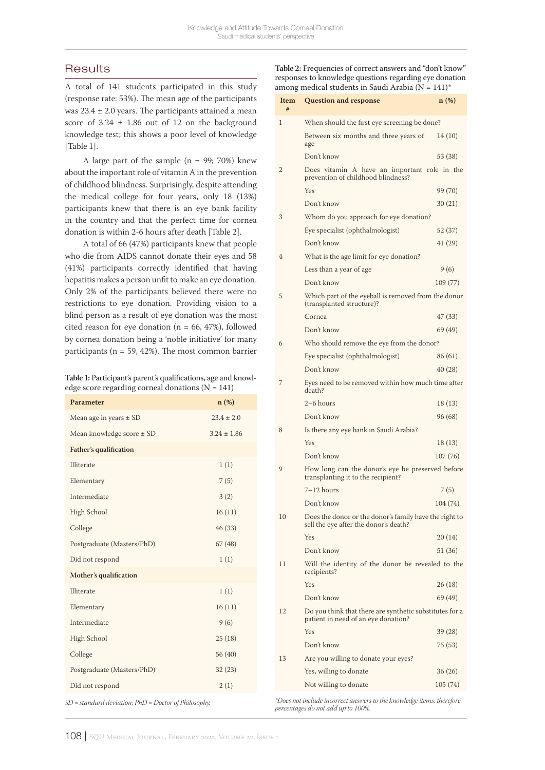## Results

A total of 141 students participated in this study (response rate: 53%). The mean age of the participants was 23.4 ± 2.0 years. The participants attained a mean score of 3.24 ± 1.86 out of 12 on the background knowledge test; this shows a poor level of knowledge [Table 1].

A large part of the sample (n = 99; 70%) knew about the important role of vitamin A in the prevention of childhood blindness. Surprisingly, despite attending the medical college for four years, only 18 (13%) participants knew that there is an eye bank facility in the country and that the perfect time for cornea donation is within 2-6 hours after death [Table 2].

A total of 66 (47%) participants knew that people who die from AIDS cannot donate their eyes and 58 (41%) participants correctly identified that having hepatitis makes a person unfit to make an eye donation. Only 2% of the participants believed there were no restrictions to eye donation. Providing vision to a blind person as a result of eye donation was the most cited reason for eye donation (n = 66, 47%), followed by cornea donation being a 'noble initiative' for many participants (n = 59, 42%). The most common barrier

**Table 1:** Participant's parent's qualifications, age and knowledge score regarding corneal donations (N = 141)

| Parameter | n (%) |
|---|---|
| Mean age in years ± SD | 23.4 ± 2.0 |
| Mean knowledge score ± SD | 3.24 ± 1.86 |
| **Father's qualification** | |
| Illiterate | 1 (1) |
| Elementary | 7 (5) |
| Intermediate | 3 (2) |
| High School | 16 (11) |
| College | 46 (33) |
| Postgraduate (Masters/PhD) | 67 (48) |
| Did not respond | 1 (1) |
| **Mother's qualification** | |
| Illiterate | 1 (1) |
| Elementary | 16 (11) |
| Intermediate | 9 (6) |
| High School | 25 (18) |
| College | 56 (40) |
| Postgraduate (Masters/PhD) | 32 (23) |
| Did not respond | 2 (1) |

*SD = standard deviation; PhD = Doctor of Philosophy.*

**Table 2:** Frequencies of correct answers and "don't know" responses to knowledge questions regarding eye donation among medical students in Saudi Arabia (N = 141)*

| Item # | Question and response | n (%) |
|---|---|---|
| 1 | When should the first eye screening be done? | |
| | Between six months and three years of age | 14 (10) |
| | Don't know | 53 (38) |
| 2 | Does vitamin A have an important role in the prevention of childhood blindness? | |
| | Yes | 99 (70) |
| | Don't know | 30 (21) |
| 3 | Whom do you approach for eye donation? | |
| | Eye specialist (ophthalmologist) | 52 (37) |
| | Don't know | 41 (29) |
| 4 | What is the age limit for eye donation? | |
| | Less than a year of age | 9 (6) |
| | Don't know | 109 (77) |
| 5 | Which part of the eyeball is removed from the donor (transplanted structure)? | |
| | Cornea | 47 (33) |
| | Don't know | 69 (49) |
| 6 | Who should remove the eye from the donor? | |
| | Eye specialist (ophthalmologist) | 86 (61) |
| | Don't know | 40 (28) |
| 7 | Eyes need to be removed within how much time after death? | |
| | 2–6 hours | 18 (13) |
| | Don't know | 96 (68) |
| 8 | Is there any eye bank in Saudi Arabia? | |
| | Yes | 18 (13) |
| | Don't know | 107 (76) |
| 9 | How long can the donor's eye be preserved before transplanting it to the recipient? | |
| | 7–12 hours | 7 (5) |
| | Don't know | 104 (74) |
| 10 | Does the donor or the donor's family have the right to sell the eye after the donor's death? | |
| | Yes | 20 (14) |
| | Don't know | 51 (36) |
| 11 | Will the identity of the donor be revealed to the recipients? | |
| | Yes | 26 (18) |
| | Don't know | 69 (49) |
| 12 | Do you think that there are synthetic substitutes for a patient in need of an eye donation? | |
| | Yes | 39 (28) |
| | Don't know | 75 (53) |
| 13 | Are you willing to donate your eyes? | |
| | Yes, willing to donate | 36 (26) |
| | Not willing to donate | 105 (74) |

*\*Does not include incorrect answers to the knowledge items, therefore percentages do not add up to 100%.*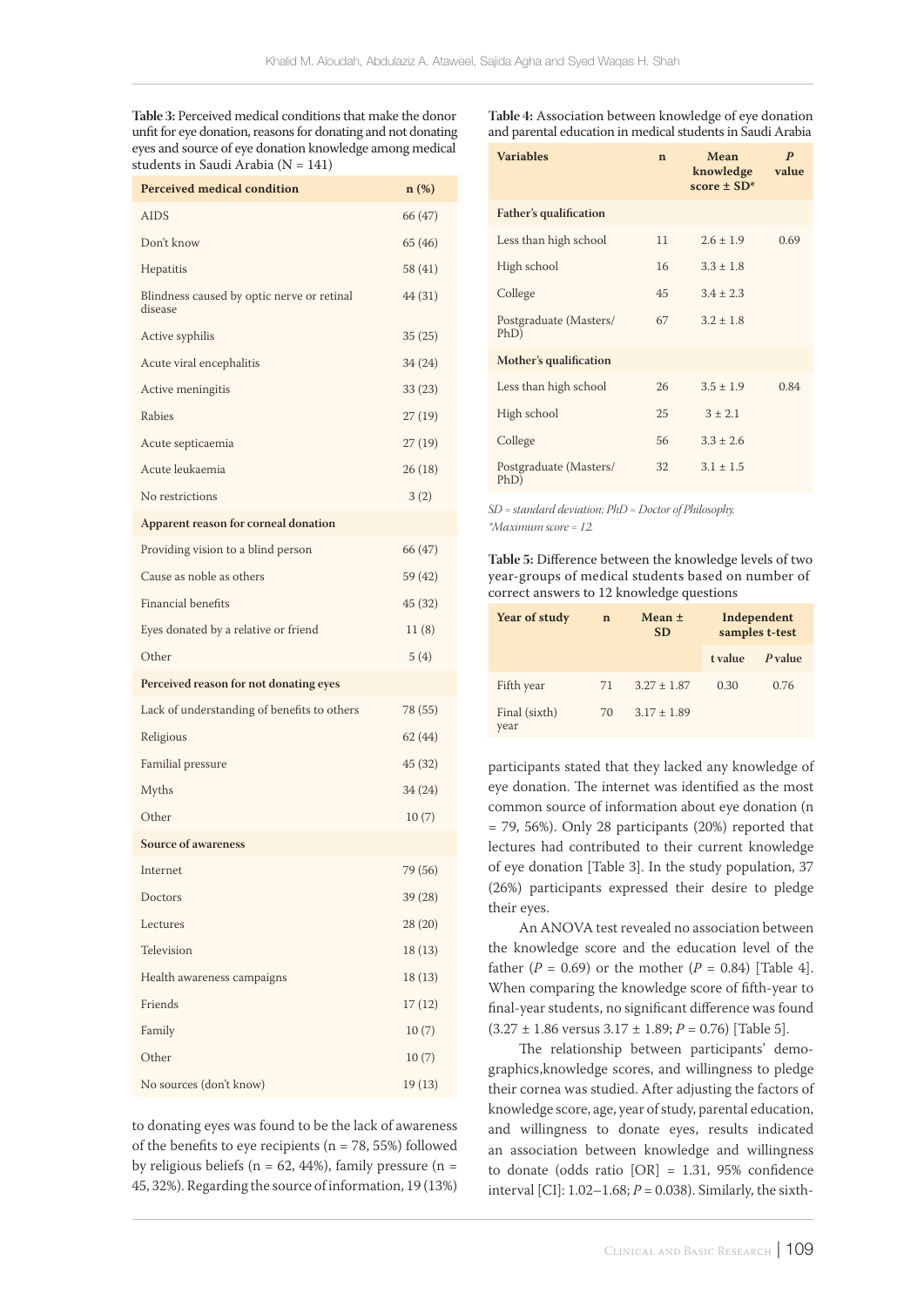**Table 3:** Perceived medical conditions that make the donor unfit for eye donation, reasons for donating and not donating eyes and source of eye donation knowledge among medical students in Saudi Arabia (N = 141)

| Perceived medical condition | n (%) |
|---|---|
| AIDS | 66 (47) |
| Don't know | 65 (46) |
| Hepatitis | 58 (41) |
| Blindness caused by optic nerve or retinal disease | 44 (31) |
| Active syphilis | 35 (25) |
| Acute viral encephalitis | 34 (24) |
| Active meningitis | 33 (23) |
| Rabies | 27 (19) |
| Acute septicaemia | 27 (19) |
| Acute leukaemia | 26 (18) |
| No restrictions | 3 (2) |
| **Apparent reason for corneal donation** | |
| Providing vision to a blind person | 66 (47) |
| Cause as noble as others | 59 (42) |
| Financial benefits | 45 (32) |
| Eyes donated by a relative or friend | 11 (8) |
| Other | 5 (4) |
| **Perceived reason for not donating eyes** | |
| Lack of understanding of benefits to others | 78 (55) |
| Religious | 62 (44) |
| Familial pressure | 45 (32) |
| Myths | 34 (24) |
| Other | 10 (7) |
| **Source of awareness** | |
| Internet | 79 (56) |
| Doctors | 39 (28) |
| Lectures | 28 (20) |
| Television | 18 (13) |
| Health awareness campaigns | 18 (13) |
| Friends | 17 (12) |
| Family | 10 (7) |
| Other | 10 (7) |
| No sources (don't know) | 19 (13) |

to donating eyes was found to be the lack of awareness of the benefits to eye recipients (n = 78, 55%) followed by religious beliefs (n = 62, 44%), family pressure (n = 45, 32%). Regarding the source of information, 19 (13%) participants stated that they lacked any knowledge of eye donation. The internet was identified as the most common source of information about eye donation (n = 79, 56%). Only 28 participants (20%) reported that lectures had contributed to their current knowledge of eye donation [Table 3]. In the study population, 37 (26%) participants expressed their desire to pledge their eyes.

An ANOVA test revealed no association between the knowledge score and the education level of the father ($P$ = 0.69) or the mother ($P$ = 0.84) [Table 4]. When comparing the knowledge score of fifth-year to final-year students, no significant difference was found (3.27 ± 1.86 versus 3.17 ± 1.89; $P$ = 0.76) [Table 5].

The relationship between participants' demographics,knowledge scores, and willingness to pledge their cornea was studied. After adjusting the factors of knowledge score, age, year of study, parental education, and willingness to donate eyes, results indicated an association between knowledge and willingness to donate (odds ratio [OR] = 1.31, 95% confidence interval [CI]: 1.02–1.68; $P$ = 0.038). Similarly, the sixth-

**Table 4:** Association between knowledge of eye donation and parental education in medical students in Saudi Arabia

| Variables | n | Mean knowledge score ± SD* | *P* value |
|---|---|---|---|
| **Father's qualification** | | | |
| Less than high school | 11 | 2.6 ± 1.9 | 0.69 |
| High school | 16 | 3.3 ± 1.8 | |
| College | 45 | 3.4 ± 2.3 | |
| Postgraduate (Masters/PhD) | 67 | 3.2 ± 1.8 | |
| **Mother's qualification** | | | |
| Less than high school | 26 | 3.5 ± 1.9 | 0.84 |
| High school | 25 | 3 ± 2.1 | |
| College | 56 | 3.3 ± 2.6 | |
| Postgraduate (Masters/PhD) | 32 | 3.1 ± 1.5 | |

*SD = standard deviation; PhD = Doctor of Philosophy.*
*\*Maximum score = 12.*

**Table 5:** Difference between the knowledge levels of two year-groups of medical students based on number of correct answers to 12 knowledge questions

| Year of study | n | Mean ± SD | Independent samples t-test | |
|---|---|---|---|---|
| | | | t value | *P* value |
| Fifth year | 71 | 3.27 ± 1.87 | 0.30 | 0.76 |
| Final (sixth) year | 70 | 3.17 ± 1.89 | | |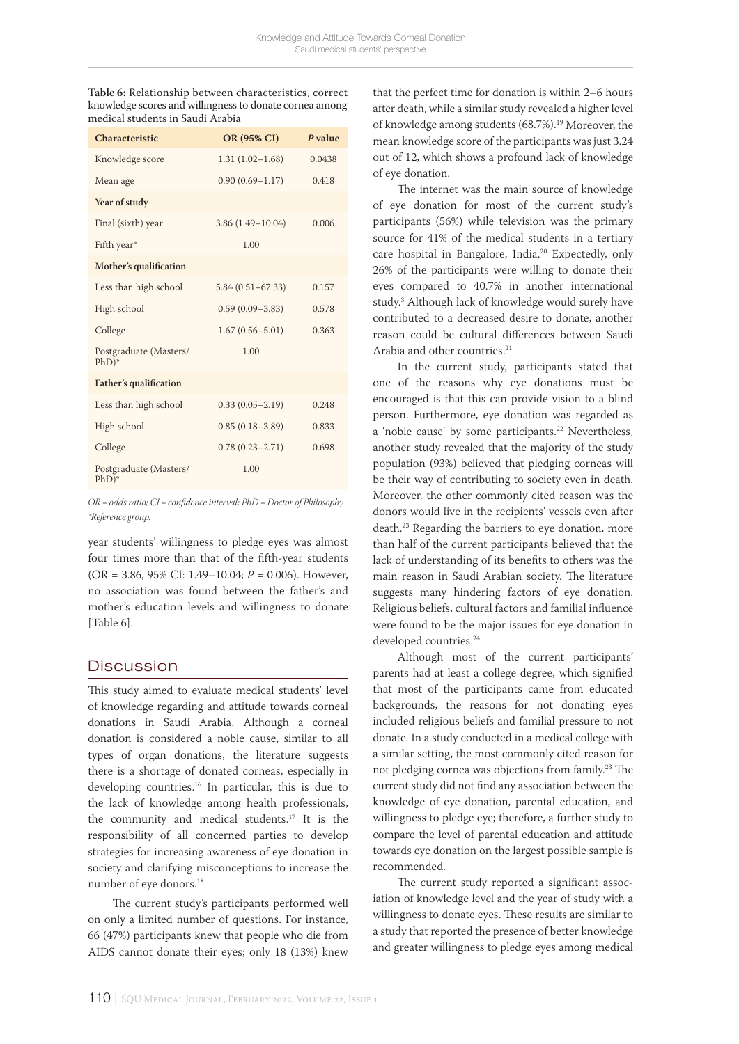**Table 6:** Relationship between characteristics, correct knowledge scores and willingness to donate cornea among medical students in Saudi Arabia

| Characteristic | OR (95% CI) | *P* value |
|---|---|---|
| Knowledge score | 1.31 (1.02–1.68) | 0.0438 |
| Mean age | 0.90 (0.69–1.17) | 0.418 |
| **Year of study** | | |
| Final (sixth) year | 3.86 (1.49–10.04) | 0.006 |
| Fifth year* | 1.00 | |
| **Mother's qualification** | | |
| Less than high school | 5.84 (0.51–67.33) | 0.157 |
| High school | 0.59 (0.09–3.83) | 0.578 |
| College | 1.67 (0.56–5.01) | 0.363 |
| Postgraduate (Masters/ PhD)* | 1.00 | |
| **Father's qualification** | | |
| Less than high school | 0.33 (0.05–2.19) | 0.248 |
| High school | 0.85 (0.18–3.89) | 0.833 |
| College | 0.78 (0.23–2.71) | 0.698 |
| Postgraduate (Masters/ PhD)* | 1.00 | |

*OR = odds ratio; CI = confidence interval; PhD = Doctor of Philosophy.*
*\*Reference group.*

year students' willingness to pledge eyes was almost four times more than that of the fifth-year students (OR = 3.86, 95% CI: 1.49–10.04; $P = 0.006$). However, no association was found between the father's and mother's education levels and willingness to donate [Table 6].

## Discussion

This study aimed to evaluate medical students' level of knowledge regarding and attitude towards corneal donations in Saudi Arabia. Although a corneal donation is considered a noble cause, similar to all types of organ donations, the literature suggests there is a shortage of donated corneas, especially in developing countries.[16] In particular, this is due to the lack of knowledge among health professionals, the community and medical students.[17] It is the responsibility of all concerned parties to develop strategies for increasing awareness of eye donation in society and clarifying misconceptions to increase the number of eye donors.[18]

The current study's participants performed well on only a limited number of questions. For instance, 66 (47%) participants knew that people who die from AIDS cannot donate their eyes; only 18 (13%) knew that the perfect time for donation is within 2–6 hours after death, while a similar study revealed a higher level of knowledge among students (68.7%).[19] Moreover, the mean knowledge score of the participants was just 3.24 out of 12, which shows a profound lack of knowledge of eye donation.

The internet was the main source of knowledge of eye donation for most of the current study's participants (56%) while television was the primary source for 41% of the medical students in a tertiary care hospital in Bangalore, India.[20] Expectedly, only 26% of the participants were willing to donate their eyes compared to 40.7% in another international study.[3] Although lack of knowledge would surely have contributed to a decreased desire to donate, another reason could be cultural differences between Saudi Arabia and other countries.[21]

In the current study, participants stated that one of the reasons why eye donations must be encouraged is that this can provide vision to a blind person. Furthermore, eye donation was regarded as a 'noble cause' by some participants.[22] Nevertheless, another study revealed that the majority of the study population (93%) believed that pledging corneas will be their way of contributing to society even in death. Moreover, the other commonly cited reason was the donors would live in the recipients' vessels even after death.[23] Regarding the barriers to eye donation, more than half of the current participants believed that the lack of understanding of its benefits to others was the main reason in Saudi Arabian society. The literature suggests many hindering factors of eye donation. Religious beliefs, cultural factors and familial influence were found to be the major issues for eye donation in developed countries.[24]

Although most of the current participants' parents had at least a college degree, which signified that most of the participants came from educated backgrounds, the reasons for not donating eyes included religious beliefs and familial pressure to not donate. In a study conducted in a medical college with a similar setting, the most commonly cited reason for not pledging cornea was objections from family.[23] The current study did not find any association between the knowledge of eye donation, parental education, and willingness to pledge eye; therefore, a further study to compare the level of parental education and attitude towards eye donation on the largest possible sample is recommended.

The current study reported a significant association of knowledge level and the year of study with a willingness to donate eyes. These results are similar to a study that reported the presence of better knowledge and greater willingness to pledge eyes among medical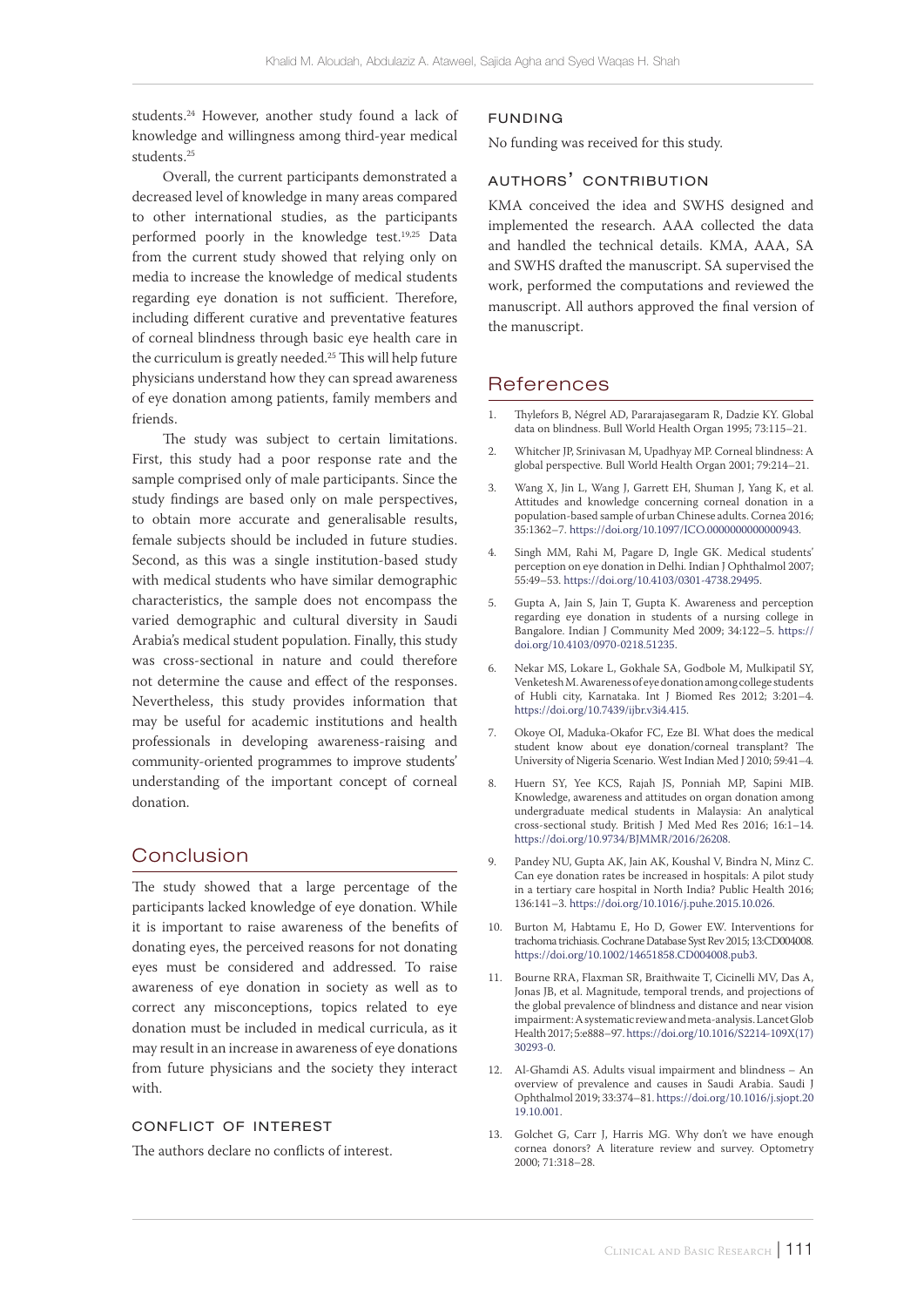students.[24] However, another study found a lack of knowledge and willingness among third-year medical students.[25]

Overall, the current participants demonstrated a decreased level of knowledge in many areas compared to other international studies, as the participants performed poorly in the knowledge test.[19,25] Data from the current study showed that relying only on media to increase the knowledge of medical students regarding eye donation is not sufficient. Therefore, including different curative and preventative features of corneal blindness through basic eye health care in the curriculum is greatly needed.[25] This will help future physicians understand how they can spread awareness of eye donation among patients, family members and friends.

The study was subject to certain limitations. First, this study had a poor response rate and the sample comprised only of male participants. Since the study findings are based only on male perspectives, to obtain more accurate and generalisable results, female subjects should be included in future studies. Second, as this was a single institution-based study with medical students who have similar demographic characteristics, the sample does not encompass the varied demographic and cultural diversity in Saudi Arabia's medical student population. Finally, this study was cross-sectional in nature and could therefore not determine the cause and effect of the responses. Nevertheless, this study provides information that may be useful for academic institutions and health professionals in developing awareness-raising and community-oriented programmes to improve students' understanding of the important concept of corneal donation.

## Conclusion

The study showed that a large percentage of the participants lacked knowledge of eye donation. While it is important to raise awareness of the benefits of donating eyes, the perceived reasons for not donating eyes must be considered and addressed. To raise awareness of eye donation in society as well as to correct any misconceptions, topics related to eye donation must be included in medical curricula, as it may result in an increase in awareness of eye donations from future physicians and the society they interact with.

### Conflict of Interest

The authors declare no conflicts of interest.

### Funding

No funding was received for this study.

### Authors' Contribution

KMA conceived the idea and SWHS designed and implemented the research. AAA collected the data and handled the technical details. KMA, AAA, SA and SWHS drafted the manuscript. SA supervised the work, performed the computations and reviewed the manuscript. All authors approved the final version of the manuscript.

## References

1. Thylefors B, Négrel AD, Pararajasegaram R, Dadzie KY. Global data on blindness. Bull World Health Organ 1995; 73:115–21.
2. Whitcher JP, Srinivasan M, Upadhyay MP. Corneal blindness: A global perspective. Bull World Health Organ 2001; 79:214–21.
3. Wang X, Jin L, Wang J, Garrett EH, Shuman J, Yang K, et al. Attitudes and knowledge concerning corneal donation in a population-based sample of urban Chinese adults. Cornea 2016; 35:1362–7. https://doi.org/10.1097/ICO.0000000000000943.
4. Singh MM, Rahi M, Pagare D, Ingle GK. Medical students' perception on eye donation in Delhi. Indian J Ophthalmol 2007; 55:49–53. https://doi.org/10.4103/0301-4738.29495.
5. Gupta A, Jain S, Jain T, Gupta K. Awareness and perception regarding eye donation in students of a nursing college in Bangalore. Indian J Community Med 2009; 34:122–5. https://doi.org/10.4103/0970-0218.51235.
6. Nekar MS, Lokare L, Gokhale SA, Godbole M, Mulkipatil SY, Venketesh M. Awareness of eye donation among college students of Hubli city, Karnataka. Int J Biomed Res 2012; 3:201–4. https://doi.org/10.7439/ijbr.v3i4.415.
7. Okoye OI, Maduka-Okafor FC, Eze BI. What does the medical student know about eye donation/corneal transplant? The University of Nigeria Scenario. West Indian Med J 2010; 59:41–4.
8. Huern SY, Yee KCS, Rajah JS, Ponniah MP, Sapini MIB. Knowledge, awareness and attitudes on organ donation among undergraduate medical students in Malaysia: An analytical cross-sectional study. British J Med Med Res 2016; 16:1–14. https://doi.org/10.9734/BJMMR/2016/26208.
9. Pandey NU, Gupta AK, Jain AK, Koushal V, Bindra N, Minz C. Can eye donation rates be increased in hospitals: A pilot study in a tertiary care hospital in North India? Public Health 2016; 136:141–3. https://doi.org/10.1016/j.puhe.2015.10.026.
10. Burton M, Habtamu E, Ho D, Gower EW. Interventions for trachoma trichiasis. Cochrane Database Syst Rev 2015; 13:CD004008. https://doi.org/10.1002/14651858.CD004008.pub3.
11. Bourne RRA, Flaxman SR, Braithwaite T, Cicinelli MV, Das A, Jonas JB, et al. Magnitude, temporal trends, and projections of the global prevalence of blindness and distance and near vision impairment: A systematic review and meta-analysis. Lancet Glob Health 2017; 5:e888–97. https://doi.org/10.1016/S2214-109X(17)30293-0.
12. Al-Ghamdi AS. Adults visual impairment and blindness – An overview of prevalence and causes in Saudi Arabia. Saudi J Ophthalmol 2019; 33:374–81. https://doi.org/10.1016/j.sjopt.2019.10.001.
13. Golchet G, Carr J, Harris MG. Why don't we have enough cornea donors? A literature review and survey. Optometry 2000; 71:318–28.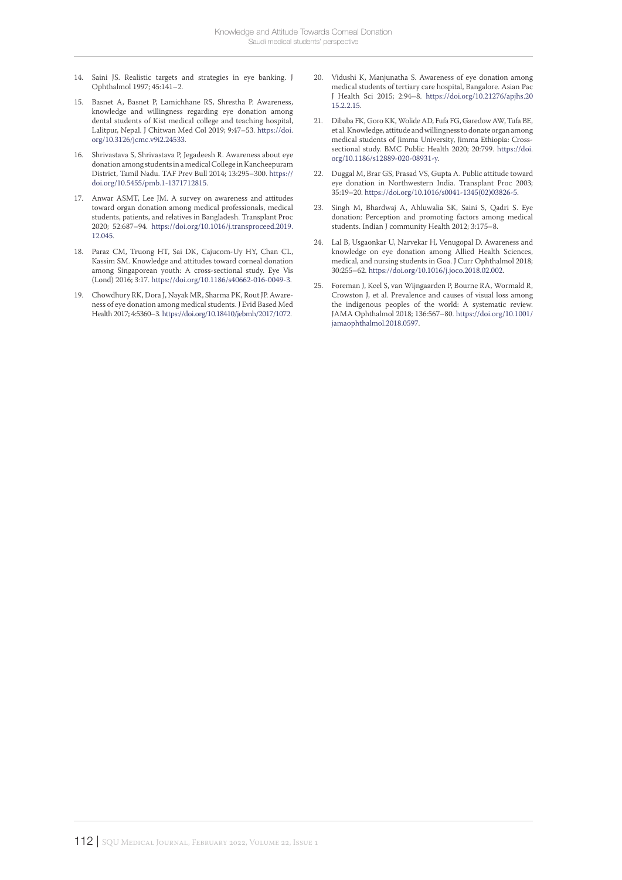14. Saini JS. Realistic targets and strategies in eye banking. J Ophthalmol 1997; 45:141–2.

15. Basnet A, Basnet P, Lamichhane RS, Shrestha P. Awareness, knowledge and willingness regarding eye donation among dental students of Kist medical college and teaching hospital, Lalitpur, Nepal. J Chitwan Med Col 2019; 9:47–53. https://doi.org/10.3126/jcmc.v9i2.24533.

16. Shrivastava S, Shrivastava P, Jegadeesh R. Awareness about eye donation among students in a medical College in Kancheepuram District, Tamil Nadu. TAF Prev Bull 2014; 13:295–300. https://doi.org/10.5455/pmb.1-1371712815.

17. Anwar ASMT, Lee JM. A survey on awareness and attitudes toward organ donation among medical professionals, medical students, patients, and relatives in Bangladesh. Transplant Proc 2020; 52:687–94. https://doi.org/10.1016/j.transproceed.2019.12.045.

18. Paraz CM, Truong HT, Sai DK, Cajucom-Uy HY, Chan CL, Kassim SM. Knowledge and attitudes toward corneal donation among Singaporean youth: A cross-sectional study. Eye Vis (Lond) 2016; 3:17. https://doi.org/10.1186/s40662-016-0049-3.

19. Chowdhury RK, Dora J, Nayak MR, Sharma PK, Rout JP. Awareness of eye donation among medical students. J Evid Based Med Health 2017; 4:5360–3. https://doi.org/10.18410/jebmh/2017/1072.

20. Vidushi K, Manjunatha S. Awareness of eye donation among medical students of tertiary care hospital, Bangalore. Asian Pac J Health Sci 2015; 2:94–8. https://doi.org/10.21276/apjhs.2015.2.2.15.

21. Dibaba FK, Goro KK, Wolide AD, Fufa FG, Garedow AW, Tufa BE, et al. Knowledge, attitude and willingness to donate organ among medical students of Jimma University, Jimma Ethiopia: Cross-sectional study. BMC Public Health 2020; 20:799. https://doi.org/10.1186/s12889-020-08931-y.

22. Duggal M, Brar GS, Prasad VS, Gupta A. Public attitude toward eye donation in Northwestern India. Transplant Proc 2003; 35:19–20. https://doi.org/10.1016/s0041-1345(02)03826-5.

23. Singh M, Bhardwaj A, Ahluwalia SK, Saini S, Qadri S. Eye donation: Perception and promoting factors among medical students. Indian J community Health 2012; 3:175–8.

24. Lal B, Usgaonkar U, Narvekar H, Venugopal D. Awareness and knowledge on eye donation among Allied Health Sciences, medical, and nursing students in Goa. J Curr Ophthalmol 2018; 30:255–62. https://doi.org/10.1016/j.joco.2018.02.002.

25. Foreman J, Keel S, van Wijngaarden P, Bourne RA, Wormald R, Crowston J, et al. Prevalence and causes of visual loss among the indigenous peoples of the world: A systematic review. JAMA Ophthalmol 2018; 136:567–80. https://doi.org/10.1001/jamaophthalmol.2018.0597.